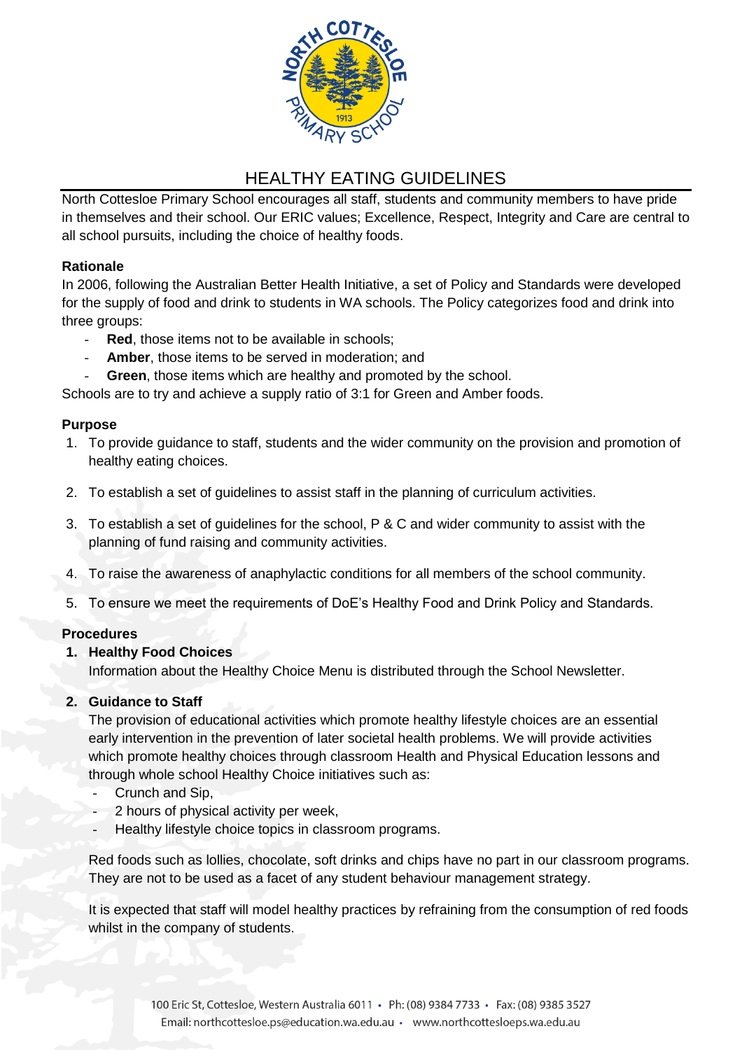# HEALTHY EATING GUIDELINES

North Cottesloe Primary School encourages all staff, students and community members to have pride in themselves and their school. Our ERIC values; Excellence, Respect, Integrity and Care are central to all school pursuits, including the choice of healthy foods.

**Rationale**

In 2006, following the Australian Better Health Initiative, a set of Policy and Standards were developed for the supply of food and drink to students in WA schools. The Policy categorizes food and drink into three groups:

- **Red**, those items not to be available in schools;
- **Amber**, those items to be served in moderation; and
- **Green**, those items which are healthy and promoted by the school.

Schools are to try and achieve a supply ratio of 3:1 for Green and Amber foods.

**Purpose**

1. To provide guidance to staff, students and the wider community on the provision and promotion of healthy eating choices.
2. To establish a set of guidelines to assist staff in the planning of curriculum activities.
3. To establish a set of guidelines for the school, P & C and wider community to assist with the planning of fund raising and community activities.
4. To raise the awareness of anaphylactic conditions for all members of the school community.
5. To ensure we meet the requirements of DoE's Healthy Food and Drink Policy and Standards.

**Procedures**

1. **Healthy Food Choices**

   Information about the Healthy Choice Menu is distributed through the School Newsletter.

2. **Guidance to Staff**

   The provision of educational activities which promote healthy lifestyle choices are an essential early intervention in the prevention of later societal health problems. We will provide activities which promote healthy choices through classroom Health and Physical Education lessons and through whole school Healthy Choice initiatives such as:

   - Crunch and Sip,
   - 2 hours of physical activity per week,
   - Healthy lifestyle choice topics in classroom programs.

   Red foods such as lollies, chocolate, soft drinks and chips have no part in our classroom programs. They are not to be used as a facet of any student behaviour management strategy.

   It is expected that staff will model healthy practices by refraining from the consumption of red foods whilst in the company of students.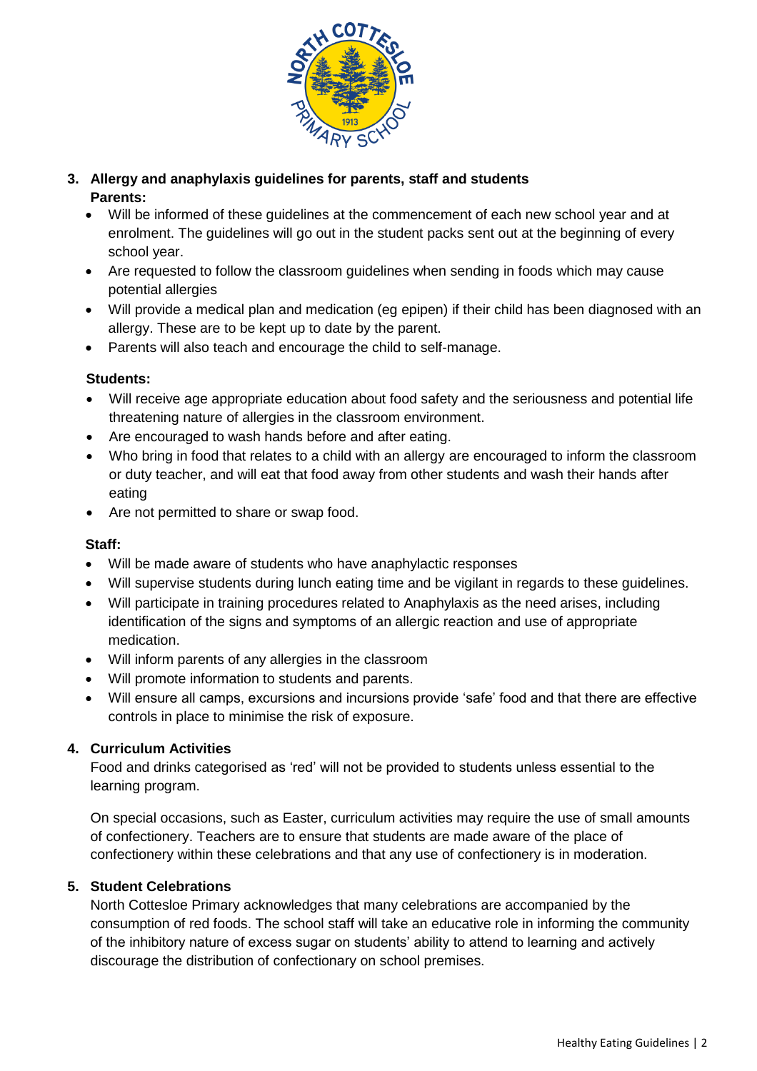3. **Allergy and anaphylaxis guidelines for parents, staff and students**

**Parents:**

- Will be informed of these guidelines at the commencement of each new school year and at enrolment. The guidelines will go out in the student packs sent out at the beginning of every school year.
- Are requested to follow the classroom guidelines when sending in foods which may cause potential allergies
- Will provide a medical plan and medication (eg epipen) if their child has been diagnosed with an allergy. These are to be kept up to date by the parent.
- Parents will also teach and encourage the child to self-manage.

**Students:**

- Will receive age appropriate education about food safety and the seriousness and potential life threatening nature of allergies in the classroom environment.
- Are encouraged to wash hands before and after eating.
- Who bring in food that relates to a child with an allergy are encouraged to inform the classroom or duty teacher, and will eat that food away from other students and wash their hands after eating
- Are not permitted to share or swap food.

**Staff:**

- Will be made aware of students who have anaphylactic responses
- Will supervise students during lunch eating time and be vigilant in regards to these guidelines.
- Will participate in training procedures related to Anaphylaxis as the need arises, including identification of the signs and symptoms of an allergic reaction and use of appropriate medication.
- Will inform parents of any allergies in the classroom
- Will promote information to students and parents.
- Will ensure all camps, excursions and incursions provide 'safe' food and that there are effective controls in place to minimise the risk of exposure.

4. **Curriculum Activities**

Food and drinks categorised as 'red' will not be provided to students unless essential to the learning program.

On special occasions, such as Easter, curriculum activities may require the use of small amounts of confectionery. Teachers are to ensure that students are made aware of the place of confectionery within these celebrations and that any use of confectionery is in moderation.

5. **Student Celebrations**

North Cottesloe Primary acknowledges that many celebrations are accompanied by the consumption of red foods. The school staff will take an educative role in informing the community of the inhibitory nature of excess sugar on students' ability to attend to learning and actively discourage the distribution of confectionary on school premises.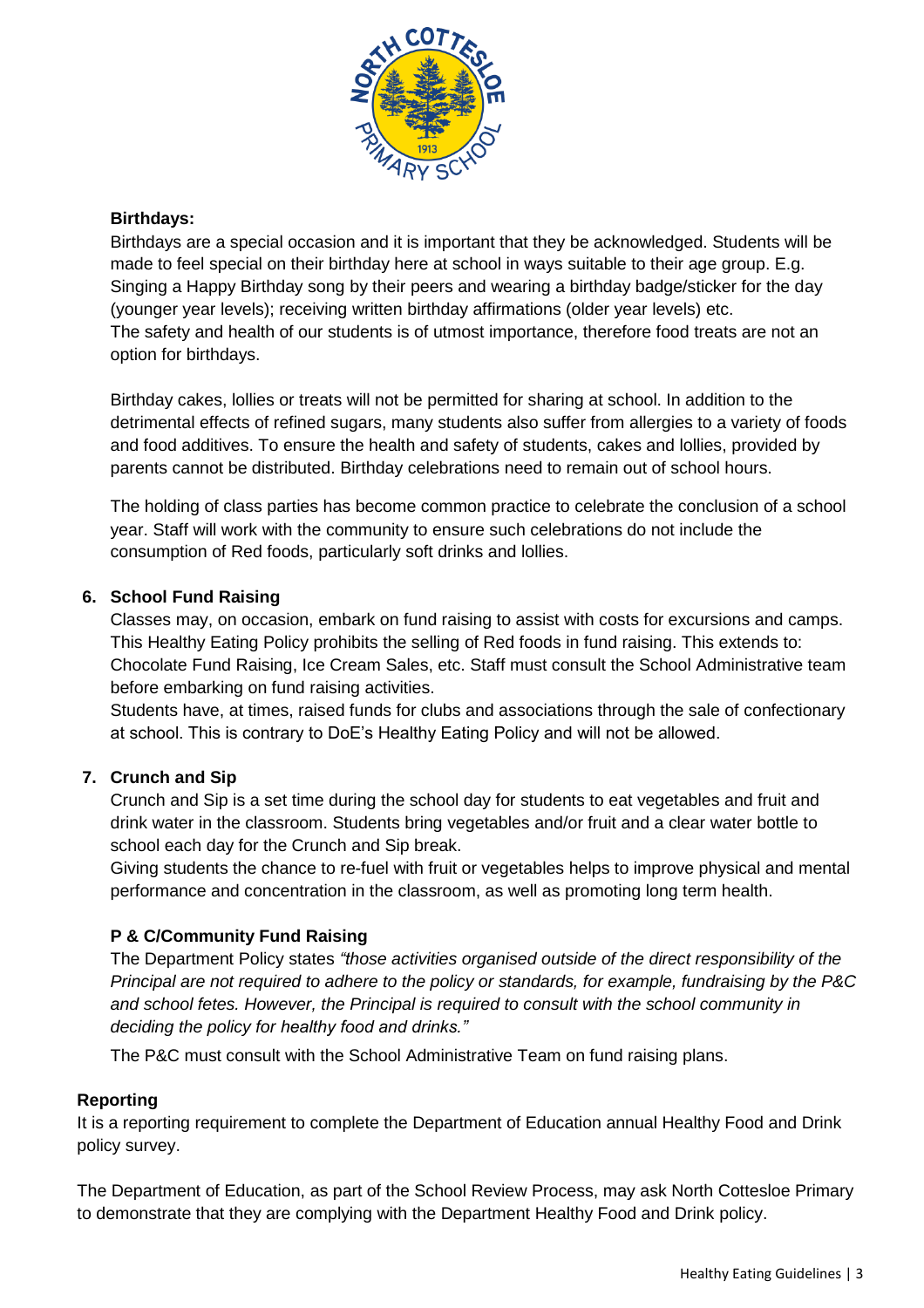**Birthdays:**

Birthdays are a special occasion and it is important that they be acknowledged. Students will be made to feel special on their birthday here at school in ways suitable to their age group. E.g. Singing a Happy Birthday song by their peers and wearing a birthday badge/sticker for the day (younger year levels); receiving written birthday affirmations (older year levels) etc.
The safety and health of our students is of utmost importance, therefore food treats are not an option for birthdays.

Birthday cakes, lollies or treats will not be permitted for sharing at school. In addition to the detrimental effects of refined sugars, many students also suffer from allergies to a variety of foods and food additives. To ensure the health and safety of students, cakes and lollies, provided by parents cannot be distributed. Birthday celebrations need to remain out of school hours.

The holding of class parties has become common practice to celebrate the conclusion of a school year. Staff will work with the community to ensure such celebrations do not include the consumption of Red foods, particularly soft drinks and lollies.

6. **School Fund Raising**

   Classes may, on occasion, embark on fund raising to assist with costs for excursions and camps. This Healthy Eating Policy prohibits the selling of Red foods in fund raising. This extends to: Chocolate Fund Raising, Ice Cream Sales, etc. Staff must consult the School Administrative team before embarking on fund raising activities.
   Students have, at times, raised funds for clubs and associations through the sale of confectionary at school. This is contrary to DoE's Healthy Eating Policy and will not be allowed.

7. **Crunch and Sip**

   Crunch and Sip is a set time during the school day for students to eat vegetables and fruit and drink water in the classroom. Students bring vegetables and/or fruit and a clear water bottle to school each day for the Crunch and Sip break.
   Giving students the chance to re-fuel with fruit or vegetables helps to improve physical and mental performance and concentration in the classroom, as well as promoting long term health.

**P & C/Community Fund Raising**

The Department Policy states *"those activities organised outside of the direct responsibility of the Principal are not required to adhere to the policy or standards, for example, fundraising by the P&C and school fetes. However, the Principal is required to consult with the school community in deciding the policy for healthy food and drinks."*

The P&C must consult with the School Administrative Team on fund raising plans.

**Reporting**

It is a reporting requirement to complete the Department of Education annual Healthy Food and Drink policy survey.

The Department of Education, as part of the School Review Process, may ask North Cottesloe Primary to demonstrate that they are complying with the Department Healthy Food and Drink policy.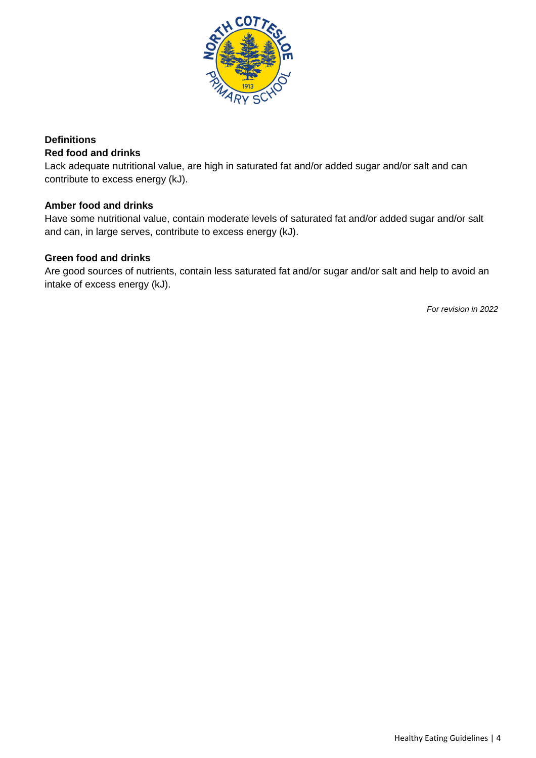**Definitions**

**Red food and drinks**

Lack adequate nutritional value, are high in saturated fat and/or added sugar and/or salt and can contribute to excess energy (kJ).

**Amber food and drinks**

Have some nutritional value, contain moderate levels of saturated fat and/or added sugar and/or salt and can, in large serves, contribute to excess energy (kJ).

**Green food and drinks**

Are good sources of nutrients, contain less saturated fat and/or sugar and/or salt and help to avoid an intake of excess energy (kJ).

*For revision in 2022*